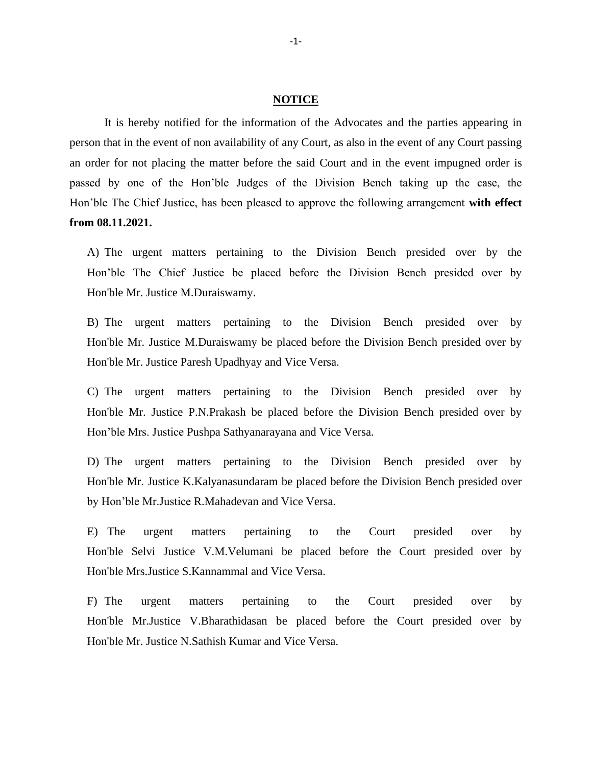# NOTICE

It is hereby notified for the information of the Advocates and the parties appearing in person that in the event of non availability of any Court, as also in the event of any Court passing an order for not placing the matter before the said Court and in the event impugned order is passed by one of the Hon'ble Judges of the Division Bench taking up the case, the Hon'ble The Chief Justice, has been pleased to approve the following arrangement **with effect from 08.11.2021.**

A) The urgent matters pertaining to the Division Bench presided over by the Hon'ble The Chief Justice be placed before the Division Bench presided over by Hon'ble Mr. Justice M.Duraiswamy.

B) The urgent matters pertaining to the Division Bench presided over by Hon'ble Mr. Justice M.Duraiswamy be placed before the Division Bench presided over by Hon'ble Mr. Justice Paresh Upadhyay and Vice Versa.

C) The urgent matters pertaining to the Division Bench presided over by Hon'ble Mr. Justice P.N.Prakash be placed before the Division Bench presided over by Hon'ble Mrs. Justice Pushpa Sathyanarayana and Vice Versa.

D) The urgent matters pertaining to the Division Bench presided over by Hon'ble Mr. Justice K.Kalyanasundaram be placed before the Division Bench presided over by Hon'ble Mr.Justice R.Mahadevan and Vice Versa.

E) The urgent matters pertaining to the Court presided over by Hon'ble Selvi Justice V.M.Velumani be placed before the Court presided over by Hon'ble Mrs.Justice S.Kannammal and Vice Versa.

F) The urgent matters pertaining to the Court presided over by Hon'ble Mr.Justice V.Bharathidasan be placed before the Court presided over by Hon'ble Mr. Justice N.Sathish Kumar and Vice Versa.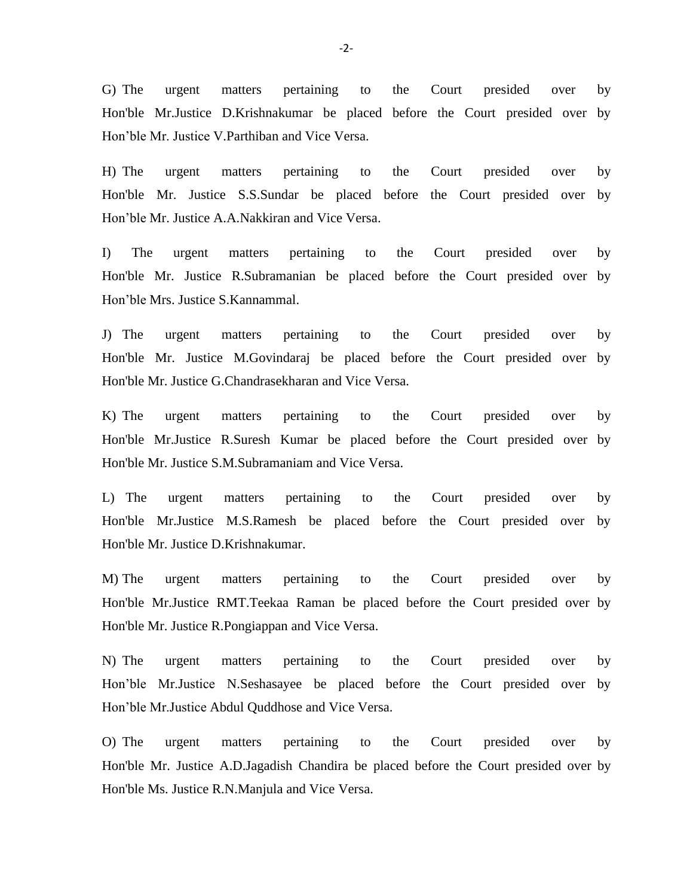G) The urgent matters pertaining to the Court presided over by Hon'ble Mr.Justice D.Krishnakumar be placed before the Court presided over by Hon’ble Mr. Justice V.Parthiban and Vice Versa.

H) The urgent matters pertaining to the Court presided over by Hon'ble Mr. Justice S.S.Sundar be placed before the Court presided over by Hon’ble Mr. Justice A.A.Nakkiran and Vice Versa.

I) The urgent matters pertaining to the Court presided over by Hon'ble Mr. Justice R.Subramanian be placed before the Court presided over by Hon’ble Mrs. Justice S.Kannammal.

J) The urgent matters pertaining to the Court presided over by Hon'ble Mr. Justice M.Govindaraj be placed before the Court presided over by Hon'ble Mr. Justice G.Chandrasekharan and Vice Versa.

K) The urgent matters pertaining to the Court presided over by Hon'ble Mr.Justice R.Suresh Kumar be placed before the Court presided over by Hon'ble Mr. Justice S.M.Subramaniam and Vice Versa.

L) The urgent matters pertaining to the Court presided over by Hon'ble Mr.Justice M.S.Ramesh be placed before the Court presided over by Hon'ble Mr. Justice D.Krishnakumar.

M) The urgent matters pertaining to the Court presided over by Hon'ble Mr.Justice RMT.Teekaa Raman be placed before the Court presided over by Hon'ble Mr. Justice R.Pongiappan and Vice Versa.

N) The urgent matters pertaining to the Court presided over by Hon’ble Mr.Justice N.Seshasayee be placed before the Court presided over by Hon’ble Mr.Justice Abdul Quddhose and Vice Versa.

O) The urgent matters pertaining to the Court presided over by Hon'ble Mr. Justice A.D.Jagadish Chandira be placed before the Court presided over by Hon'ble Ms. Justice R.N.Manjula and Vice Versa.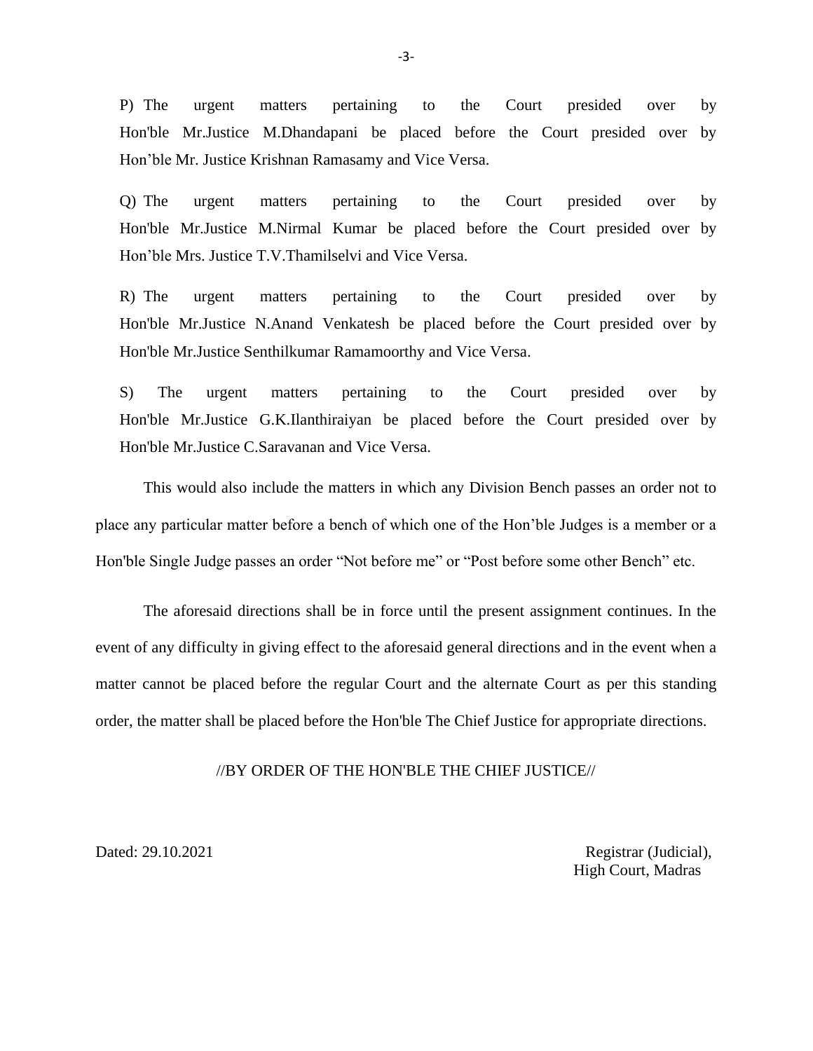P) The urgent matters pertaining to the Court presided over by Hon'ble Mr.Justice M.Dhandapani be placed before the Court presided over by Hon’ble Mr. Justice Krishnan Ramasamy and Vice Versa.

Q) The urgent matters pertaining to the Court presided over by Hon'ble Mr.Justice M.Nirmal Kumar be placed before the Court presided over by Hon’ble Mrs. Justice T.V.Thamilselvi and Vice Versa.

R) The urgent matters pertaining to the Court presided over by Hon'ble Mr.Justice N.Anand Venkatesh be placed before the Court presided over by Hon'ble Mr.Justice Senthilkumar Ramamoorthy and Vice Versa.

S) The urgent matters pertaining to the Court presided over by Hon'ble Mr.Justice G.K.Ilanthiraiyan be placed before the Court presided over by Hon'ble Mr.Justice C.Saravanan and Vice Versa.

This would also include the matters in which any Division Bench passes an order not to place any particular matter before a bench of which one of the Hon’ble Judges is a member or a Hon'ble Single Judge passes an order “Not before me” or “Post before some other Bench” etc.

The aforesaid directions shall be in force until the present assignment continues. In the event of any difficulty in giving effect to the aforesaid general directions and in the event when a matter cannot be placed before the regular Court and the alternate Court as per this standing order, the matter shall be placed before the Hon'ble The Chief Justice for appropriate directions.

//BY ORDER OF THE HON'BLE THE CHIEF JUSTICE//

Dated: 29.10.2021

Registrar (Judicial),
High Court, Madras